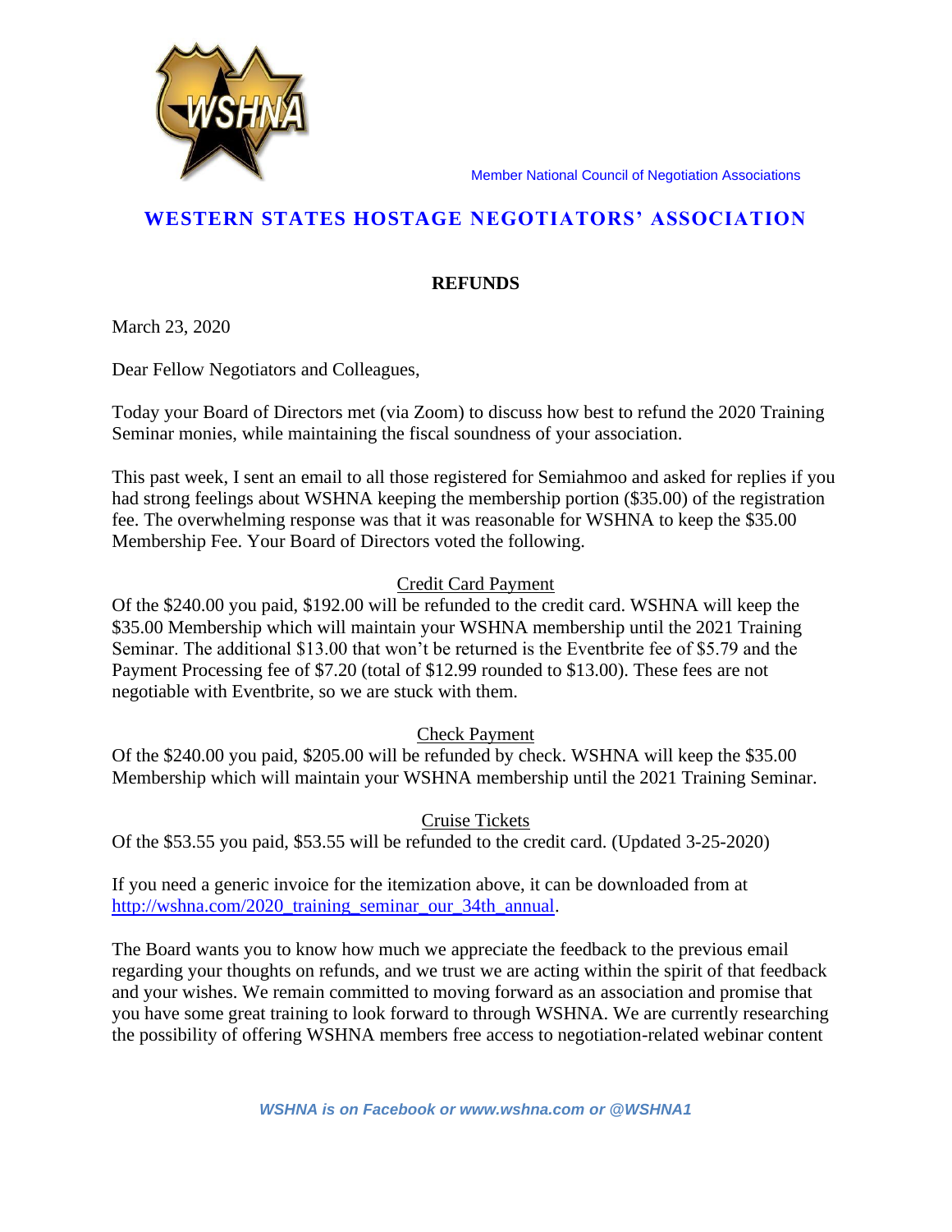Member National Council of Negotiation Associations

# WESTERN STATES HOSTAGE NEGOTIATORS' ASSOCIATION

## REFUNDS

March 23, 2020

Dear Fellow Negotiators and Colleagues,

Today your Board of Directors met (via Zoom) to discuss how best to refund the 2020 Training Seminar monies, while maintaining the fiscal soundness of your association.

This past week, I sent an email to all those registered for Semiahmoo and asked for replies if you had strong feelings about WSHNA keeping the membership portion ($35.00) of the registration fee. The overwhelming response was that it was reasonable for WSHNA to keep the $35.00 Membership Fee. Your Board of Directors voted the following.

### Credit Card Payment

Of the $240.00 you paid, $192.00 will be refunded to the credit card. WSHNA will keep the $35.00 Membership which will maintain your WSHNA membership until the 2021 Training Seminar. The additional $13.00 that won't be returned is the Eventbrite fee of $5.79 and the Payment Processing fee of $7.20 (total of $12.99 rounded to $13.00). These fees are not negotiable with Eventbrite, so we are stuck with them.

### Check Payment

Of the $240.00 you paid, $205.00 will be refunded by check. WSHNA will keep the $35.00 Membership which will maintain your WSHNA membership until the 2021 Training Seminar.

### Cruise Tickets

Of the $53.55 you paid, $53.55 will be refunded to the credit card. (Updated 3-25-2020)

If you need a generic invoice for the itemization above, it can be downloaded from at http://wshna.com/2020_training_seminar_our_34th_annual.

The Board wants you to know how much we appreciate the feedback to the previous email regarding your thoughts on refunds, and we trust we are acting within the spirit of that feedback and your wishes. We remain committed to moving forward as an association and promise that you have some great training to look forward to through WSHNA. We are currently researching the possibility of offering WSHNA members free access to negotiation-related webinar content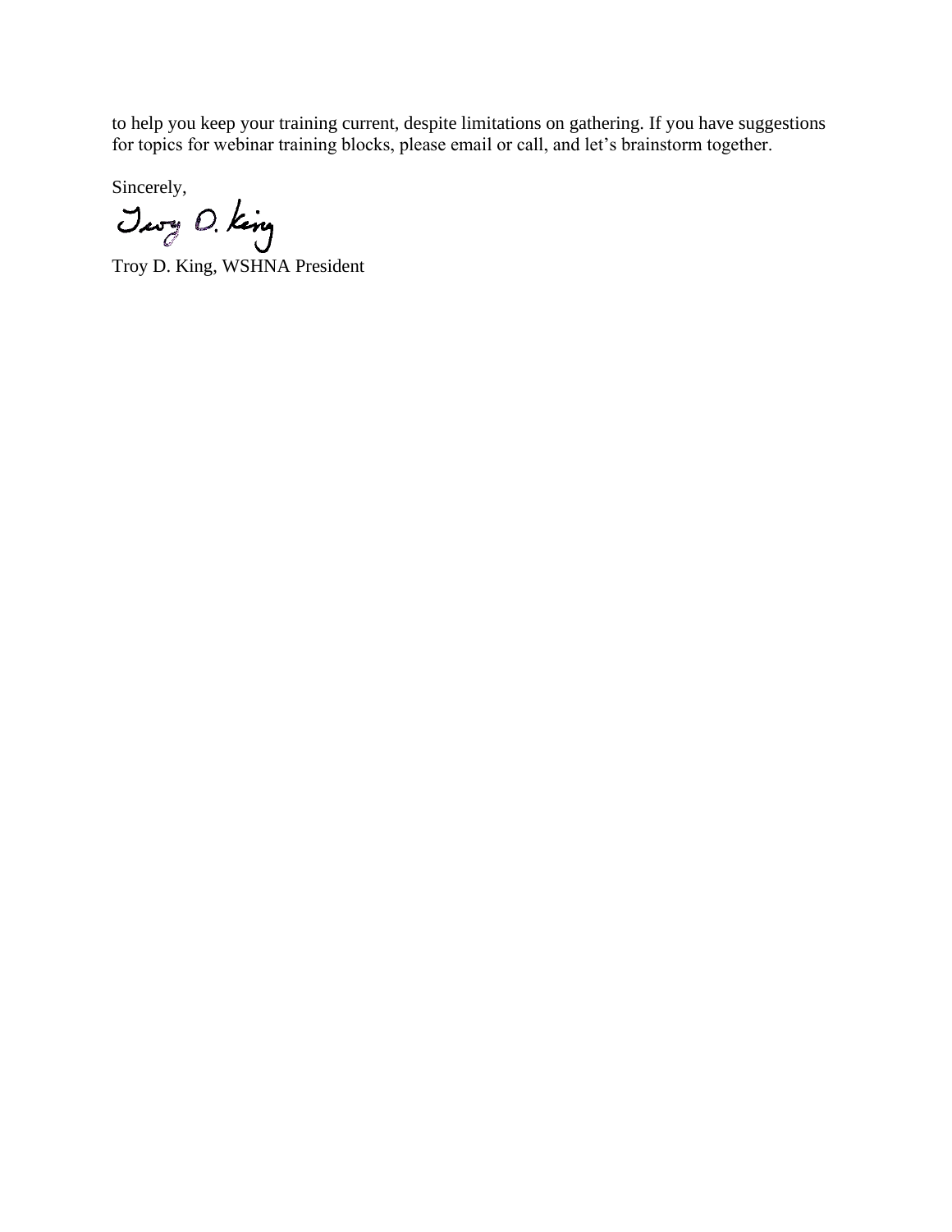to help you keep your training current, despite limitations on gathering. If you have suggestions for topics for webinar training blocks, please email or call, and let's brainstorm together.

Sincerely,

Troy D. King

Troy D. King, WSHNA President